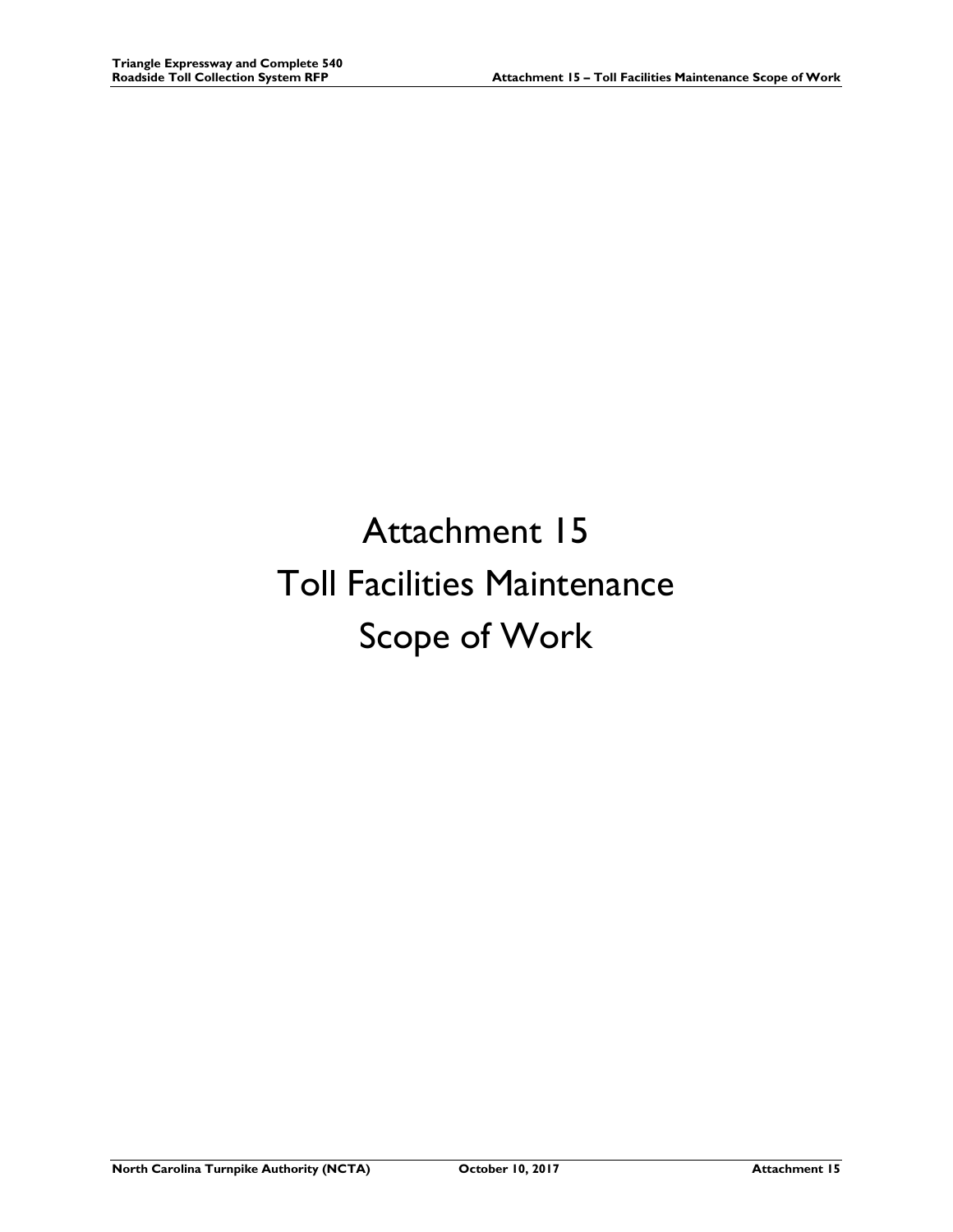# Attachment 15
# Toll Facilities Maintenance
# Scope of Work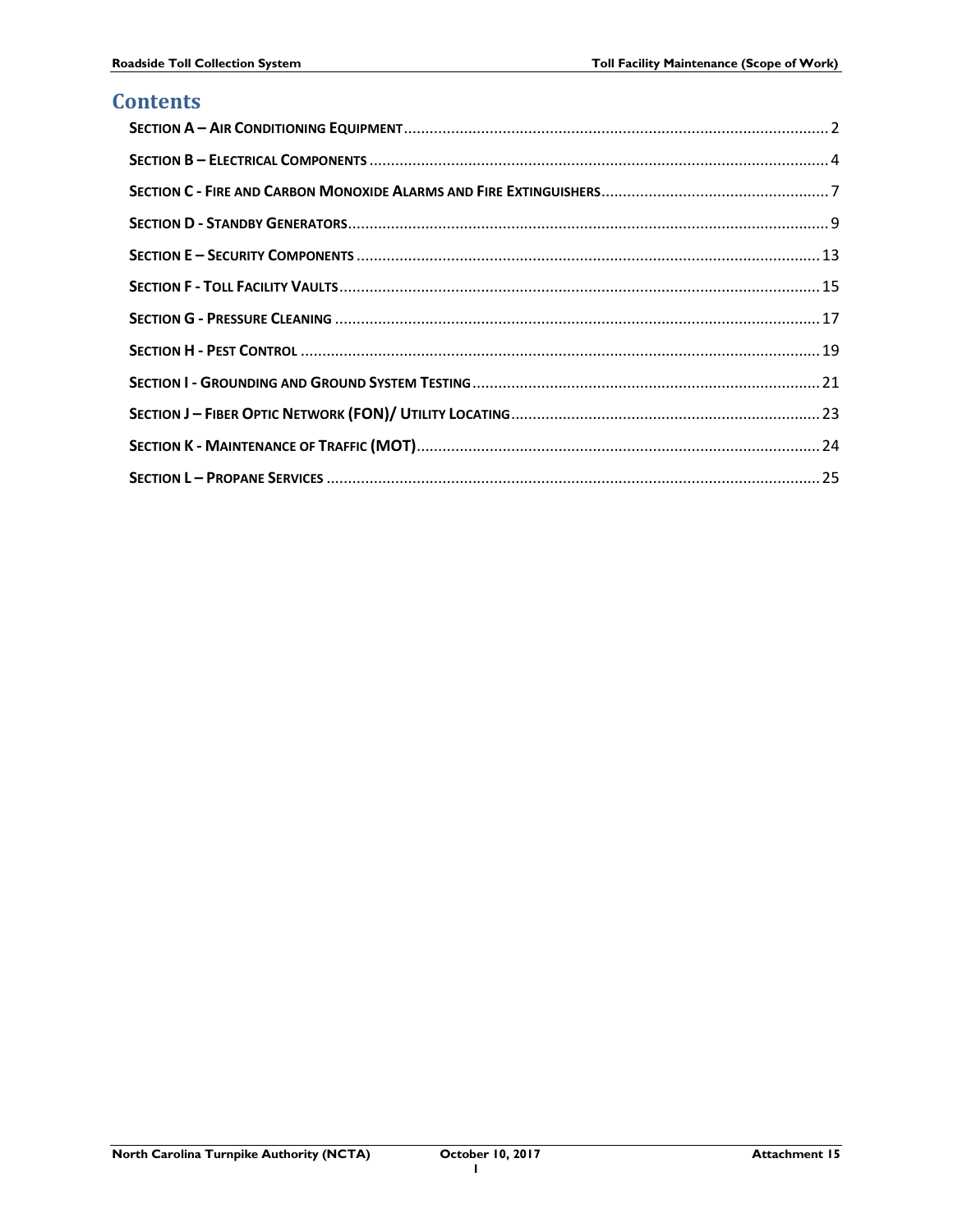## Contents

- SECTION A – AIR CONDITIONING EQUIPMENT .......... 2
- SECTION B – ELECTRICAL COMPONENTS .......... 4
- SECTION C - FIRE AND CARBON MONOXIDE ALARMS AND FIRE EXTINGUISHERS .......... 7
- SECTION D - STANDBY GENERATORS .......... 9
- SECTION E – SECURITY COMPONENTS .......... 13
- SECTION F - TOLL FACILITY VAULTS .......... 15
- SECTION G - PRESSURE CLEANING .......... 17
- SECTION H - PEST CONTROL .......... 19
- SECTION I - GROUNDING AND GROUND SYSTEM TESTING .......... 21
- SECTION J – FIBER OPTIC NETWORK (FON)/ UTILITY LOCATING .......... 23
- SECTION K - MAINTENANCE OF TRAFFIC (MOT) .......... 24
- SECTION L – PROPANE SERVICES .......... 25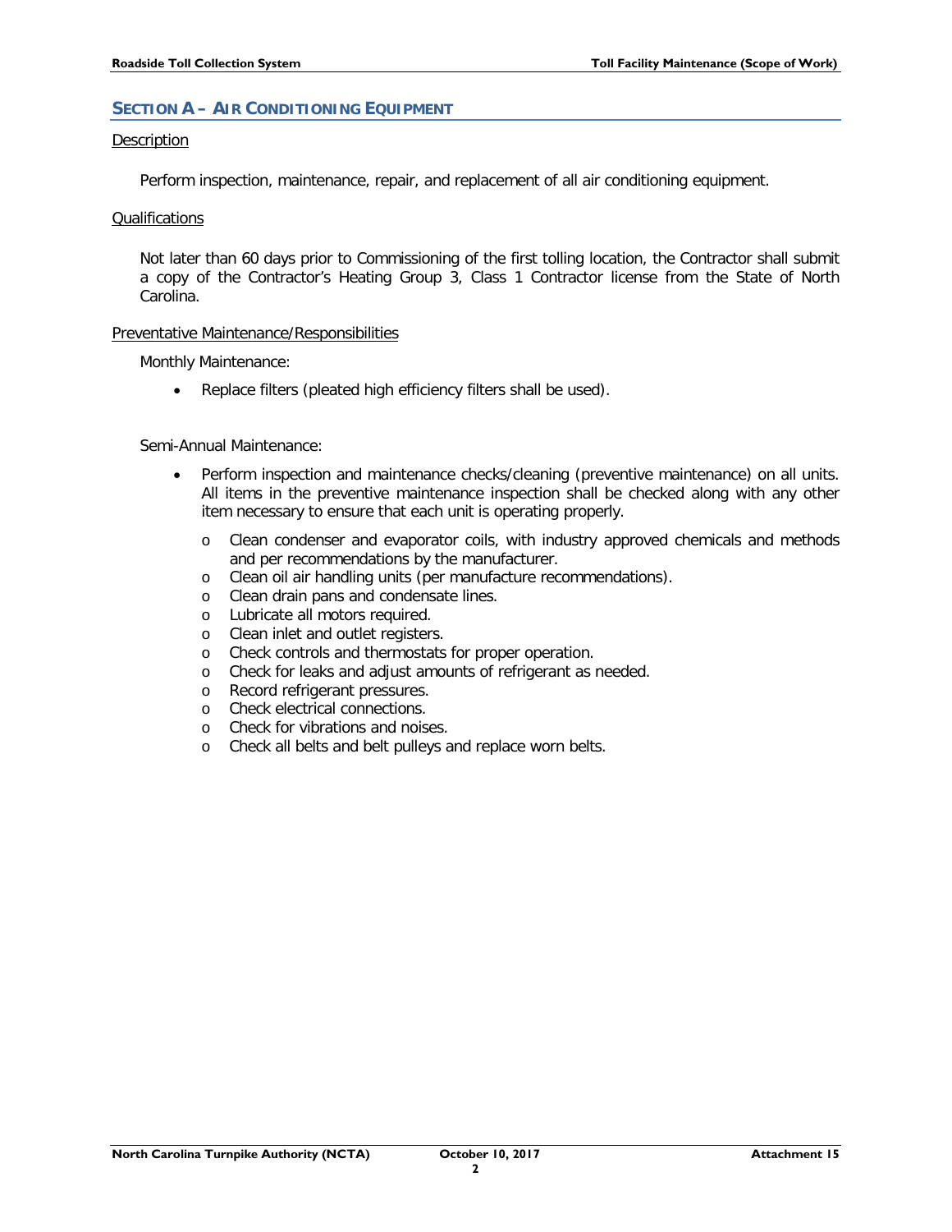## SECTION A – AIR CONDITIONING EQUIPMENT

Description

Perform inspection, maintenance, repair, and replacement of all air conditioning equipment.

Qualifications

Not later than 60 days prior to Commissioning of the first tolling location, the Contractor shall submit a copy of the Contractor's Heating Group 3, Class 1 Contractor license from the State of North Carolina.

Preventative Maintenance/Responsibilities

Monthly Maintenance:

- Replace filters (pleated high efficiency filters shall be used).

Semi-Annual Maintenance:

- Perform inspection and maintenance checks/cleaning (preventive maintenance) on all units. All items in the preventive maintenance inspection shall be checked along with any other item necessary to ensure that each unit is operating properly.
  - Clean condenser and evaporator coils, with industry approved chemicals and methods and per recommendations by the manufacturer.
  - Clean oil air handling units (per manufacture recommendations).
  - Clean drain pans and condensate lines.
  - Lubricate all motors required.
  - Clean inlet and outlet registers.
  - Check controls and thermostats for proper operation.
  - Check for leaks and adjust amounts of refrigerant as needed.
  - Record refrigerant pressures.
  - Check electrical connections.
  - Check for vibrations and noises.
  - Check all belts and belt pulleys and replace worn belts.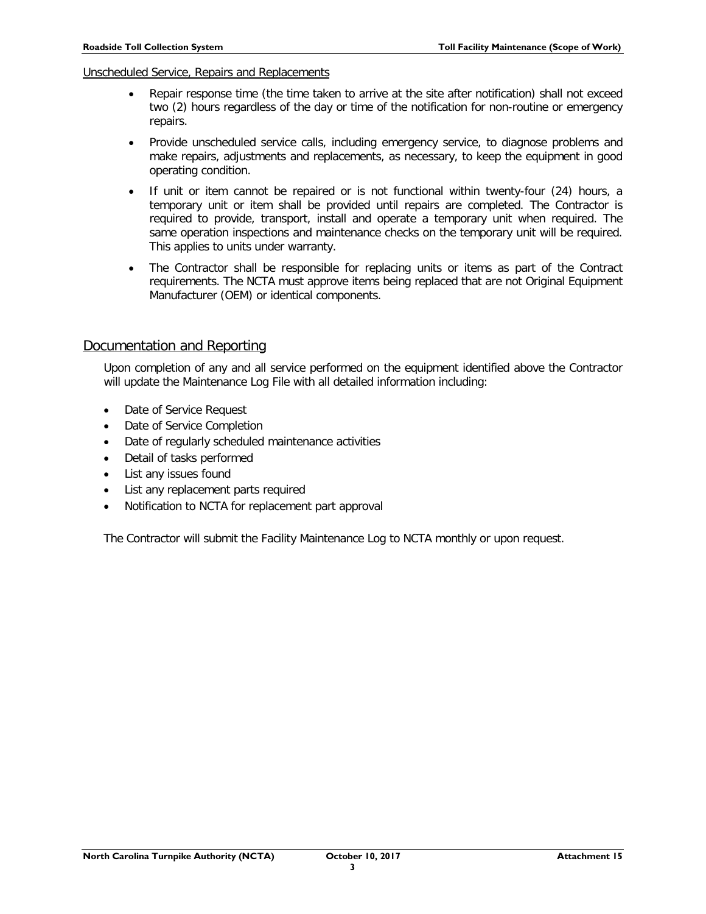Unscheduled Service, Repairs and Replacements

- Repair response time (the time taken to arrive at the site after notification) shall not exceed two (2) hours regardless of the day or time of the notification for non-routine or emergency repairs.
- Provide unscheduled service calls, including emergency service, to diagnose problems and make repairs, adjustments and replacements, as necessary, to keep the equipment in good operating condition.
- If unit or item cannot be repaired or is not functional within twenty-four (24) hours, a temporary unit or item shall be provided until repairs are completed. The Contractor is required to provide, transport, install and operate a temporary unit when required. The same operation inspections and maintenance checks on the temporary unit will be required. This applies to units under warranty.
- The Contractor shall be responsible for replacing units or items as part of the Contract requirements. The NCTA must approve items being replaced that are not Original Equipment Manufacturer (OEM) or identical components.

## Documentation and Reporting

Upon completion of any and all service performed on the equipment identified above the Contractor will update the Maintenance Log File with all detailed information including:

- Date of Service Request
- Date of Service Completion
- Date of regularly scheduled maintenance activities
- Detail of tasks performed
- List any issues found
- List any replacement parts required
- Notification to NCTA for replacement part approval

The Contractor will submit the Facility Maintenance Log to NCTA monthly or upon request.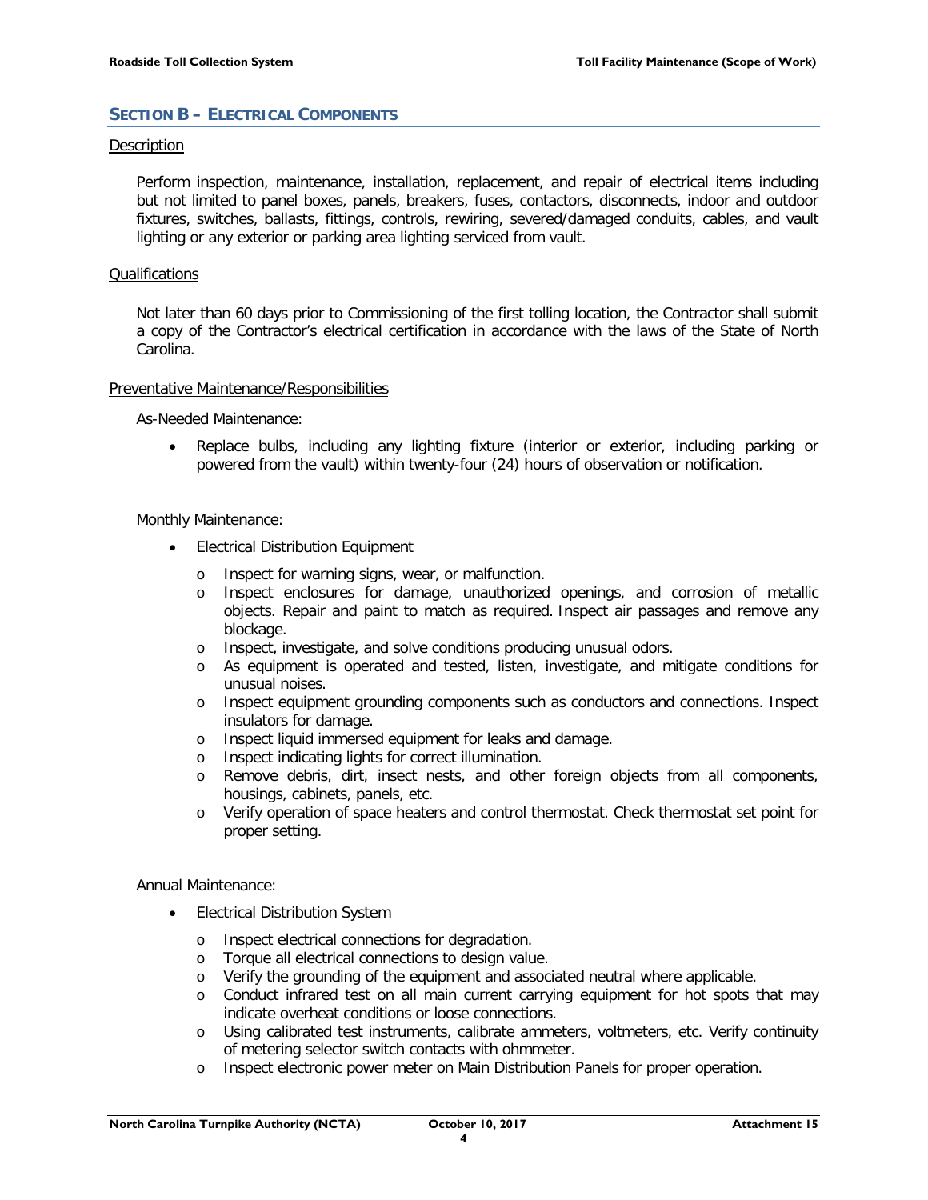## SECTION B – ELECTRICAL COMPONENTS

<u>Description</u>

Perform inspection, maintenance, installation, replacement, and repair of electrical items including but not limited to panel boxes, panels, breakers, fuses, contactors, disconnects, indoor and outdoor fixtures, switches, ballasts, fittings, controls, rewiring, severed/damaged conduits, cables, and vault lighting or any exterior or parking area lighting serviced from vault.

<u>Qualifications</u>

Not later than 60 days prior to Commissioning of the first tolling location, the Contractor shall submit a copy of the Contractor's electrical certification in accordance with the laws of the State of North Carolina.

<u>Preventative Maintenance/Responsibilities</u>

As-Needed Maintenance:

- Replace bulbs, including any lighting fixture (interior or exterior, including parking or powered from the vault) within twenty-four (24) hours of observation or notification.

Monthly Maintenance:

- Electrical Distribution Equipment
  - Inspect for warning signs, wear, or malfunction.
  - Inspect enclosures for damage, unauthorized openings, and corrosion of metallic objects. Repair and paint to match as required. Inspect air passages and remove any blockage.
  - Inspect, investigate, and solve conditions producing unusual odors.
  - As equipment is operated and tested, listen, investigate, and mitigate conditions for unusual noises.
  - Inspect equipment grounding components such as conductors and connections. Inspect insulators for damage.
  - Inspect liquid immersed equipment for leaks and damage.
  - Inspect indicating lights for correct illumination.
  - Remove debris, dirt, insect nests, and other foreign objects from all components, housings, cabinets, panels, etc.
  - Verify operation of space heaters and control thermostat. Check thermostat set point for proper setting.

Annual Maintenance:

- Electrical Distribution System
  - Inspect electrical connections for degradation.
  - Torque all electrical connections to design value.
  - Verify the grounding of the equipment and associated neutral where applicable.
  - Conduct infrared test on all main current carrying equipment for hot spots that may indicate overheat conditions or loose connections.
  - Using calibrated test instruments, calibrate ammeters, voltmeters, etc. Verify continuity of metering selector switch contacts with ohmmeter.
  - Inspect electronic power meter on Main Distribution Panels for proper operation.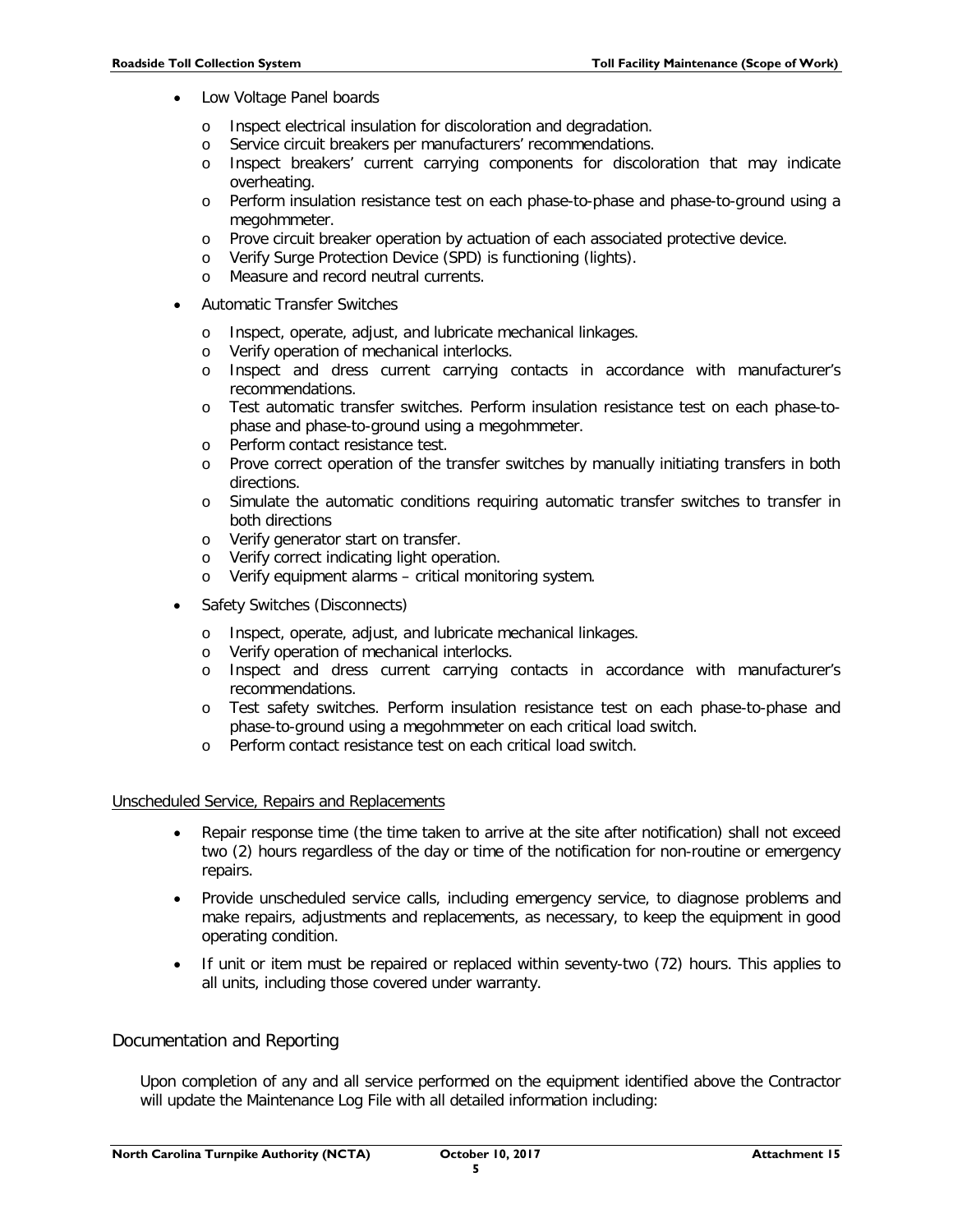- Low Voltage Panel boards
  - Inspect electrical insulation for discoloration and degradation.
  - Service circuit breakers per manufacturers' recommendations.
  - Inspect breakers' current carrying components for discoloration that may indicate overheating.
  - Perform insulation resistance test on each phase-to-phase and phase-to-ground using a megohmmeter.
  - Prove circuit breaker operation by actuation of each associated protective device.
  - Verify Surge Protection Device (SPD) is functioning (lights).
  - Measure and record neutral currents.
- Automatic Transfer Switches
  - Inspect, operate, adjust, and lubricate mechanical linkages.
  - Verify operation of mechanical interlocks.
  - Inspect and dress current carrying contacts in accordance with manufacturer's recommendations.
  - Test automatic transfer switches. Perform insulation resistance test on each phase-to-phase and phase-to-ground using a megohmmeter.
  - Perform contact resistance test.
  - Prove correct operation of the transfer switches by manually initiating transfers in both directions.
  - Simulate the automatic conditions requiring automatic transfer switches to transfer in both directions
  - Verify generator start on transfer.
  - Verify correct indicating light operation.
  - Verify equipment alarms – critical monitoring system.
- Safety Switches (Disconnects)
  - Inspect, operate, adjust, and lubricate mechanical linkages.
  - Verify operation of mechanical interlocks.
  - Inspect and dress current carrying contacts in accordance with manufacturer's recommendations.
  - Test safety switches. Perform insulation resistance test on each phase-to-phase and phase-to-ground using a megohmmeter on each critical load switch.
  - Perform contact resistance test on each critical load switch.

<u>Unscheduled Service, Repairs and Replacements</u>

- Repair response time (the time taken to arrive at the site after notification) shall not exceed two (2) hours regardless of the day or time of the notification for non-routine or emergency repairs.
- Provide unscheduled service calls, including emergency service, to diagnose problems and make repairs, adjustments and replacements, as necessary, to keep the equipment in good operating condition.
- If unit or item must be repaired or replaced within seventy-two (72) hours. This applies to all units, including those covered under warranty.

## Documentation and Reporting

Upon completion of any and all service performed on the equipment identified above the Contractor will update the Maintenance Log File with all detailed information including: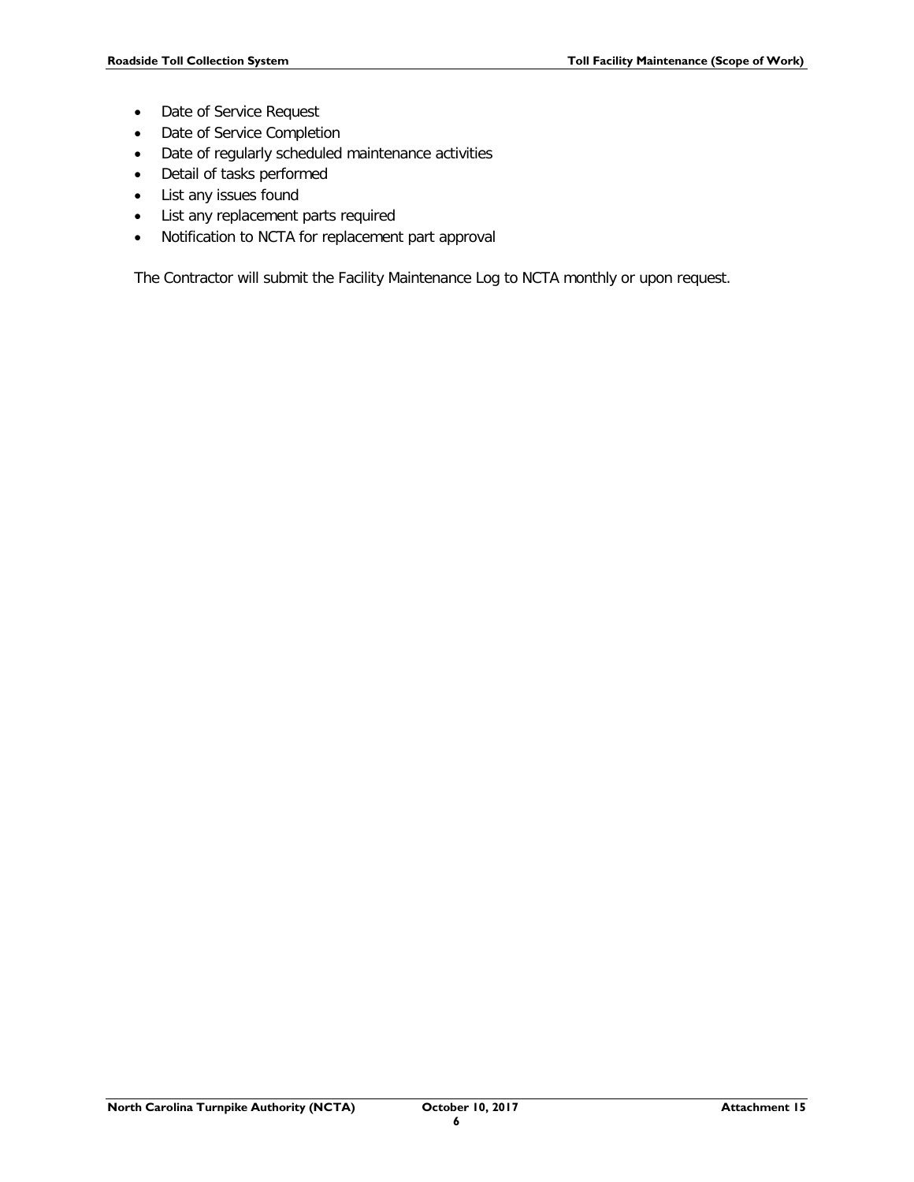- Date of Service Request
- Date of Service Completion
- Date of regularly scheduled maintenance activities
- Detail of tasks performed
- List any issues found
- List any replacement parts required
- Notification to NCTA for replacement part approval

The Contractor will submit the Facility Maintenance Log to NCTA monthly or upon request.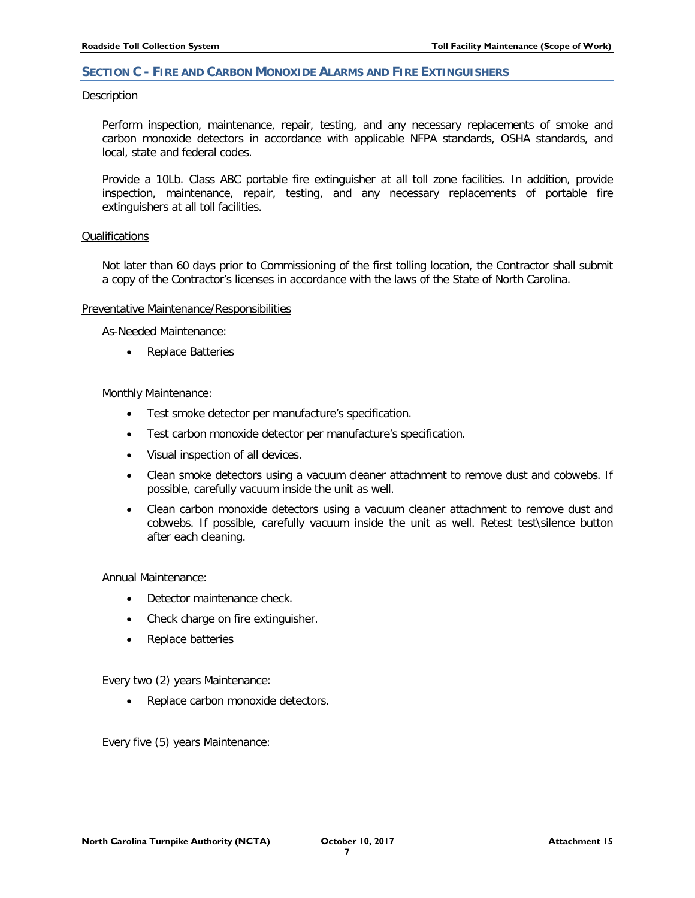## SECTION C - FIRE AND CARBON MONOXIDE ALARMS AND FIRE EXTINGUISHERS

Description

Perform inspection, maintenance, repair, testing, and any necessary replacements of smoke and carbon monoxide detectors in accordance with applicable NFPA standards, OSHA standards, and local, state and federal codes.

Provide a 10Lb. Class ABC portable fire extinguisher at all toll zone facilities. In addition, provide inspection, maintenance, repair, testing, and any necessary replacements of portable fire extinguishers at all toll facilities.

Qualifications

Not later than 60 days prior to Commissioning of the first tolling location, the Contractor shall submit a copy of the Contractor's licenses in accordance with the laws of the State of North Carolina.

Preventative Maintenance/Responsibilities

As-Needed Maintenance:

- Replace Batteries

Monthly Maintenance:

- Test smoke detector per manufacture's specification.
- Test carbon monoxide detector per manufacture's specification.
- Visual inspection of all devices.
- Clean smoke detectors using a vacuum cleaner attachment to remove dust and cobwebs. If possible, carefully vacuum inside the unit as well.
- Clean carbon monoxide detectors using a vacuum cleaner attachment to remove dust and cobwebs. If possible, carefully vacuum inside the unit as well. Retest test\silence button after each cleaning.

Annual Maintenance:

- Detector maintenance check.
- Check charge on fire extinguisher.
- Replace batteries

Every two (2) years Maintenance:

- Replace carbon monoxide detectors.

Every five (5) years Maintenance: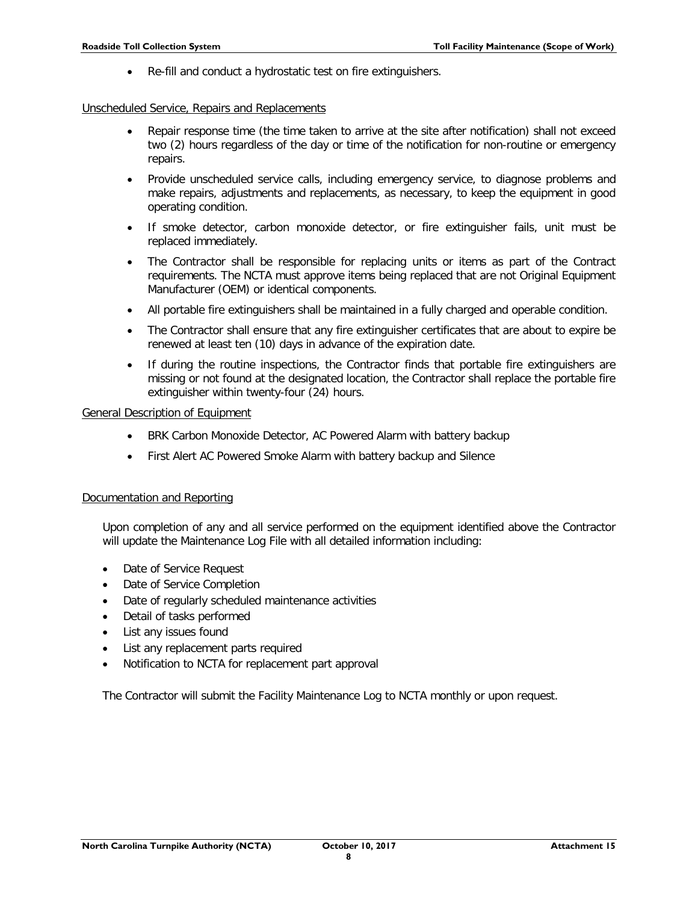- Re-fill and conduct a hydrostatic test on fire extinguishers.

Unscheduled Service, Repairs and Replacements

- Repair response time (the time taken to arrive at the site after notification) shall not exceed two (2) hours regardless of the day or time of the notification for non-routine or emergency repairs.
- Provide unscheduled service calls, including emergency service, to diagnose problems and make repairs, adjustments and replacements, as necessary, to keep the equipment in good operating condition.
- If smoke detector, carbon monoxide detector, or fire extinguisher fails, unit must be replaced immediately.
- The Contractor shall be responsible for replacing units or items as part of the Contract requirements. The NCTA must approve items being replaced that are not Original Equipment Manufacturer (OEM) or identical components.
- All portable fire extinguishers shall be maintained in a fully charged and operable condition.
- The Contractor shall ensure that any fire extinguisher certificates that are about to expire be renewed at least ten (10) days in advance of the expiration date.
- If during the routine inspections, the Contractor finds that portable fire extinguishers are missing or not found at the designated location, the Contractor shall replace the portable fire extinguisher within twenty-four (24) hours.

General Description of Equipment

- BRK Carbon Monoxide Detector, AC Powered Alarm with battery backup
- First Alert AC Powered Smoke Alarm with battery backup and Silence

Documentation and Reporting

Upon completion of any and all service performed on the equipment identified above the Contractor will update the Maintenance Log File with all detailed information including:

- Date of Service Request
- Date of Service Completion
- Date of regularly scheduled maintenance activities
- Detail of tasks performed
- List any issues found
- List any replacement parts required
- Notification to NCTA for replacement part approval

The Contractor will submit the Facility Maintenance Log to NCTA monthly or upon request.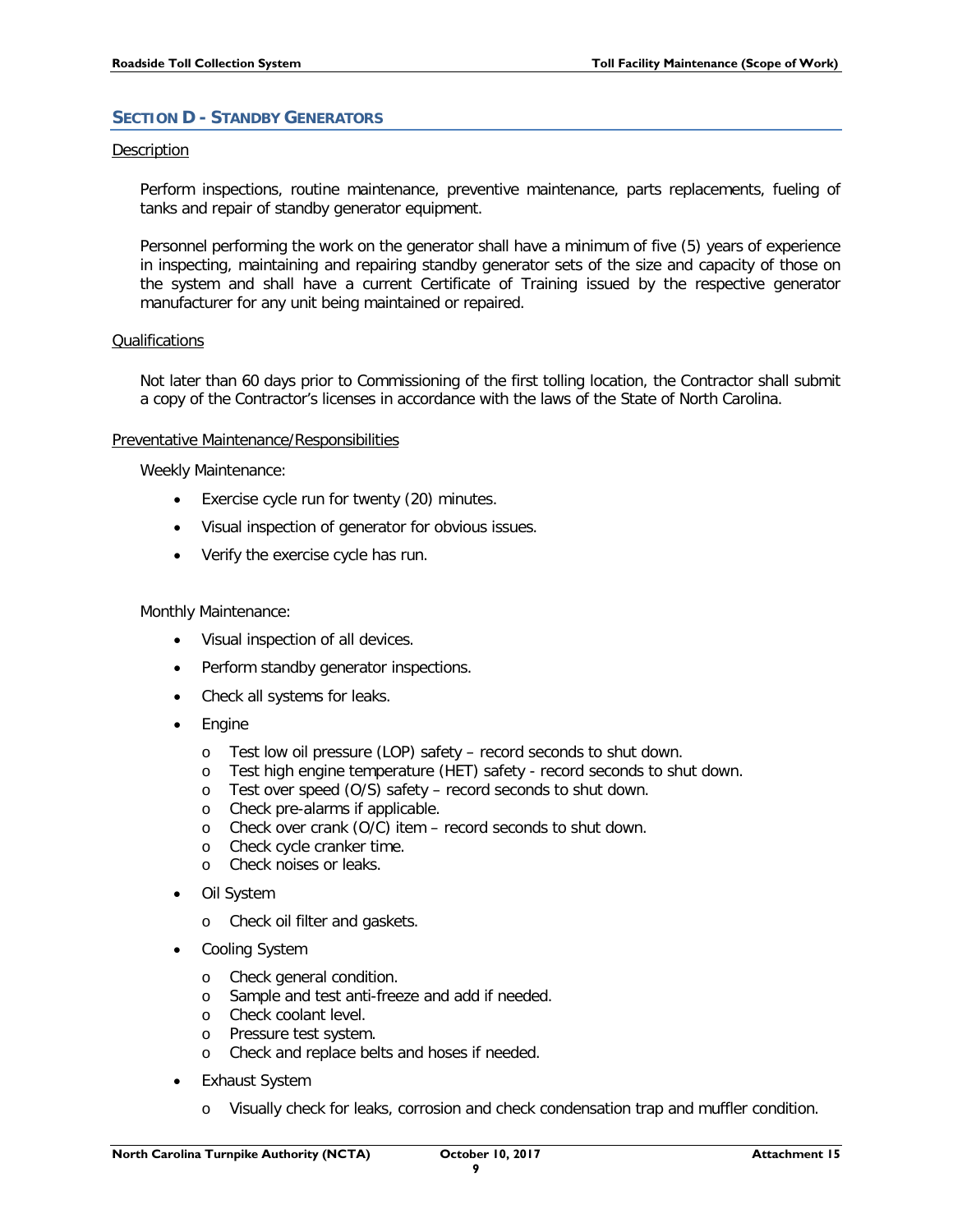## SECTION D - STANDBY GENERATORS

Description

Perform inspections, routine maintenance, preventive maintenance, parts replacements, fueling of tanks and repair of standby generator equipment.

Personnel performing the work on the generator shall have a minimum of five (5) years of experience in inspecting, maintaining and repairing standby generator sets of the size and capacity of those on the system and shall have a current Certificate of Training issued by the respective generator manufacturer for any unit being maintained or repaired.

Qualifications

Not later than 60 days prior to Commissioning of the first tolling location, the Contractor shall submit a copy of the Contractor's licenses in accordance with the laws of the State of North Carolina.

Preventative Maintenance/Responsibilities

Weekly Maintenance:

- Exercise cycle run for twenty (20) minutes.
- Visual inspection of generator for obvious issues.
- Verify the exercise cycle has run.

Monthly Maintenance:

- Visual inspection of all devices.
- Perform standby generator inspections.
- Check all systems for leaks.
- Engine
  - Test low oil pressure (LOP) safety – record seconds to shut down.
  - Test high engine temperature (HET) safety - record seconds to shut down.
  - Test over speed (O/S) safety – record seconds to shut down.
  - Check pre-alarms if applicable.
  - Check over crank (O/C) item – record seconds to shut down.
  - Check cycle cranker time.
  - Check noises or leaks.
- Oil System
  - Check oil filter and gaskets.
- Cooling System
  - Check general condition.
  - Sample and test anti-freeze and add if needed.
  - Check coolant level.
  - Pressure test system.
  - Check and replace belts and hoses if needed.
- Exhaust System
  - Visually check for leaks, corrosion and check condensation trap and muffler condition.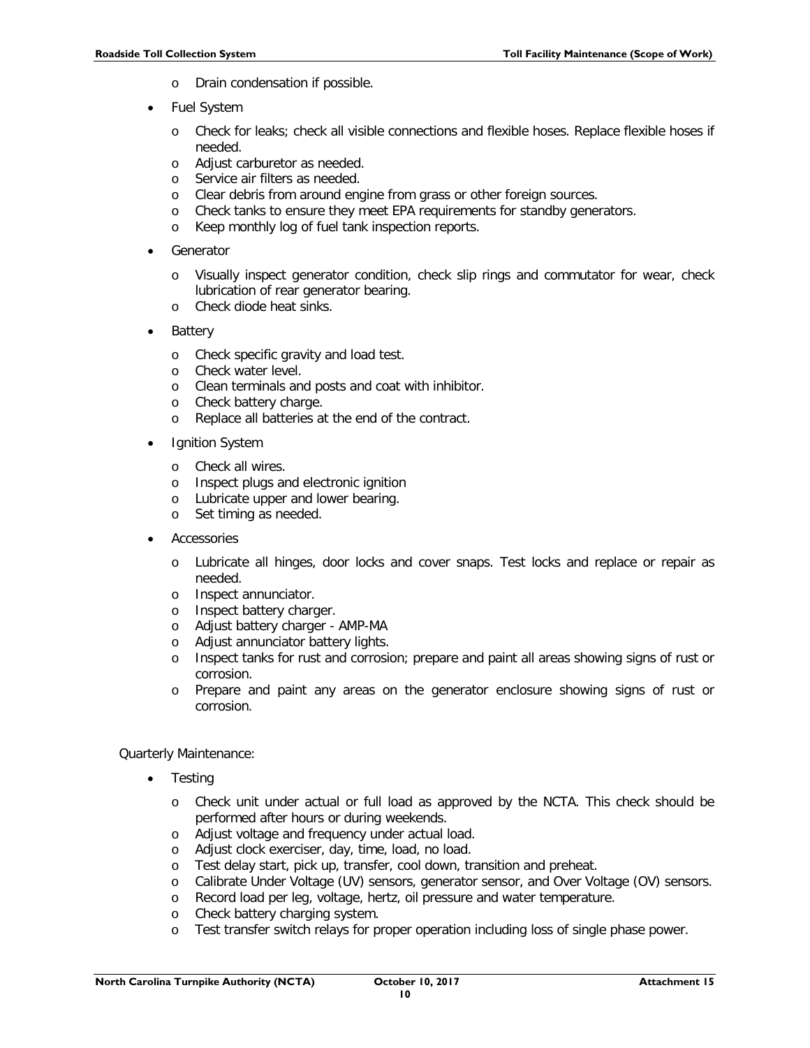- Drain condensation if possible.

- Fuel System
  - Check for leaks; check all visible connections and flexible hoses. Replace flexible hoses if needed.
  - Adjust carburetor as needed.
  - Service air filters as needed.
  - Clear debris from around engine from grass or other foreign sources.
  - Check tanks to ensure they meet EPA requirements for standby generators.
  - Keep monthly log of fuel tank inspection reports.

- Generator
  - Visually inspect generator condition, check slip rings and commutator for wear, check lubrication of rear generator bearing.
  - Check diode heat sinks.

- Battery
  - Check specific gravity and load test.
  - Check water level.
  - Clean terminals and posts and coat with inhibitor.
  - Check battery charge.
  - Replace all batteries at the end of the contract.

- Ignition System
  - Check all wires.
  - Inspect plugs and electronic ignition
  - Lubricate upper and lower bearing.
  - Set timing as needed.

- Accessories
  - Lubricate all hinges, door locks and cover snaps. Test locks and replace or repair as needed.
  - Inspect annunciator.
  - Inspect battery charger.
  - Adjust battery charger - AMP-MA
  - Adjust annunciator battery lights.
  - Inspect tanks for rust and corrosion; prepare and paint all areas showing signs of rust or corrosion.
  - Prepare and paint any areas on the generator enclosure showing signs of rust or corrosion.

Quarterly Maintenance:

- Testing
  - Check unit under actual or full load as approved by the NCTA. This check should be performed after hours or during weekends.
  - Adjust voltage and frequency under actual load.
  - Adjust clock exerciser, day, time, load, no load.
  - Test delay start, pick up, transfer, cool down, transition and preheat.
  - Calibrate Under Voltage (UV) sensors, generator sensor, and Over Voltage (OV) sensors.
  - Record load per leg, voltage, hertz, oil pressure and water temperature.
  - Check battery charging system.
  - Test transfer switch relays for proper operation including loss of single phase power.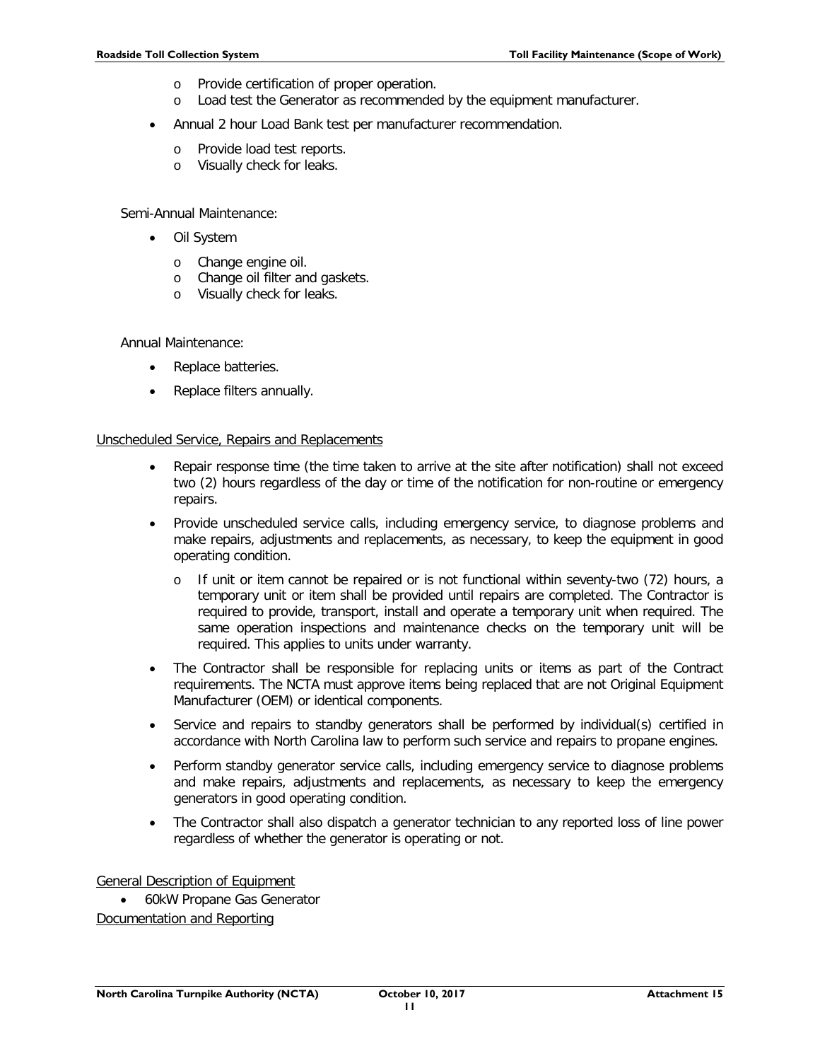- Provide certification of proper operation.
    - Load test the Generator as recommended by the equipment manufacturer.
- Annual 2 hour Load Bank test per manufacturer recommendation.
    - Provide load test reports.
    - Visually check for leaks.

Semi-Annual Maintenance:

- Oil System
    - Change engine oil.
    - Change oil filter and gaskets.
    - Visually check for leaks.

Annual Maintenance:

- Replace batteries.
- Replace filters annually.

<u>Unscheduled Service, Repairs and Replacements</u>

- Repair response time (the time taken to arrive at the site after notification) shall not exceed two (2) hours regardless of the day or time of the notification for non-routine or emergency repairs.
- Provide unscheduled service calls, including emergency service, to diagnose problems and make repairs, adjustments and replacements, as necessary, to keep the equipment in good operating condition.
    - If unit or item cannot be repaired or is not functional within seventy-two (72) hours, a temporary unit or item shall be provided until repairs are completed. The Contractor is required to provide, transport, install and operate a temporary unit when required. The same operation inspections and maintenance checks on the temporary unit will be required. This applies to units under warranty.
- The Contractor shall be responsible for replacing units or items as part of the Contract requirements. The NCTA must approve items being replaced that are not Original Equipment Manufacturer (OEM) or identical components.
- Service and repairs to standby generators shall be performed by individual(s) certified in accordance with North Carolina law to perform such service and repairs to propane engines.
- Perform standby generator service calls, including emergency service to diagnose problems and make repairs, adjustments and replacements, as necessary to keep the emergency generators in good operating condition.
- The Contractor shall also dispatch a generator technician to any reported loss of line power regardless of whether the generator is operating or not.

<u>General Description of Equipment</u>

- 60kW Propane Gas Generator

<u>Documentation and Reporting</u>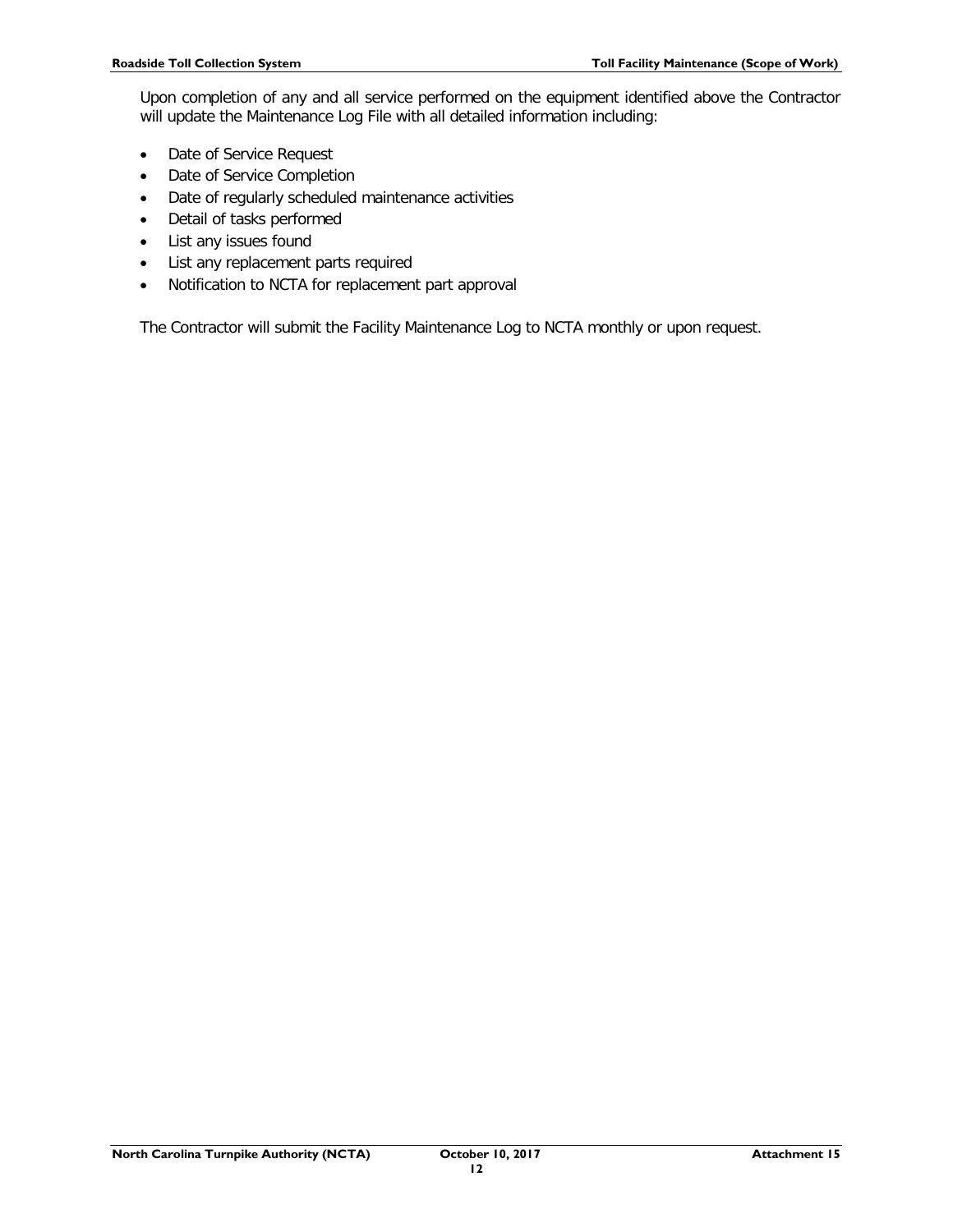Upon completion of any and all service performed on the equipment identified above the Contractor will update the Maintenance Log File with all detailed information including:

- Date of Service Request
- Date of Service Completion
- Date of regularly scheduled maintenance activities
- Detail of tasks performed
- List any issues found
- List any replacement parts required
- Notification to NCTA for replacement part approval

The Contractor will submit the Facility Maintenance Log to NCTA monthly or upon request.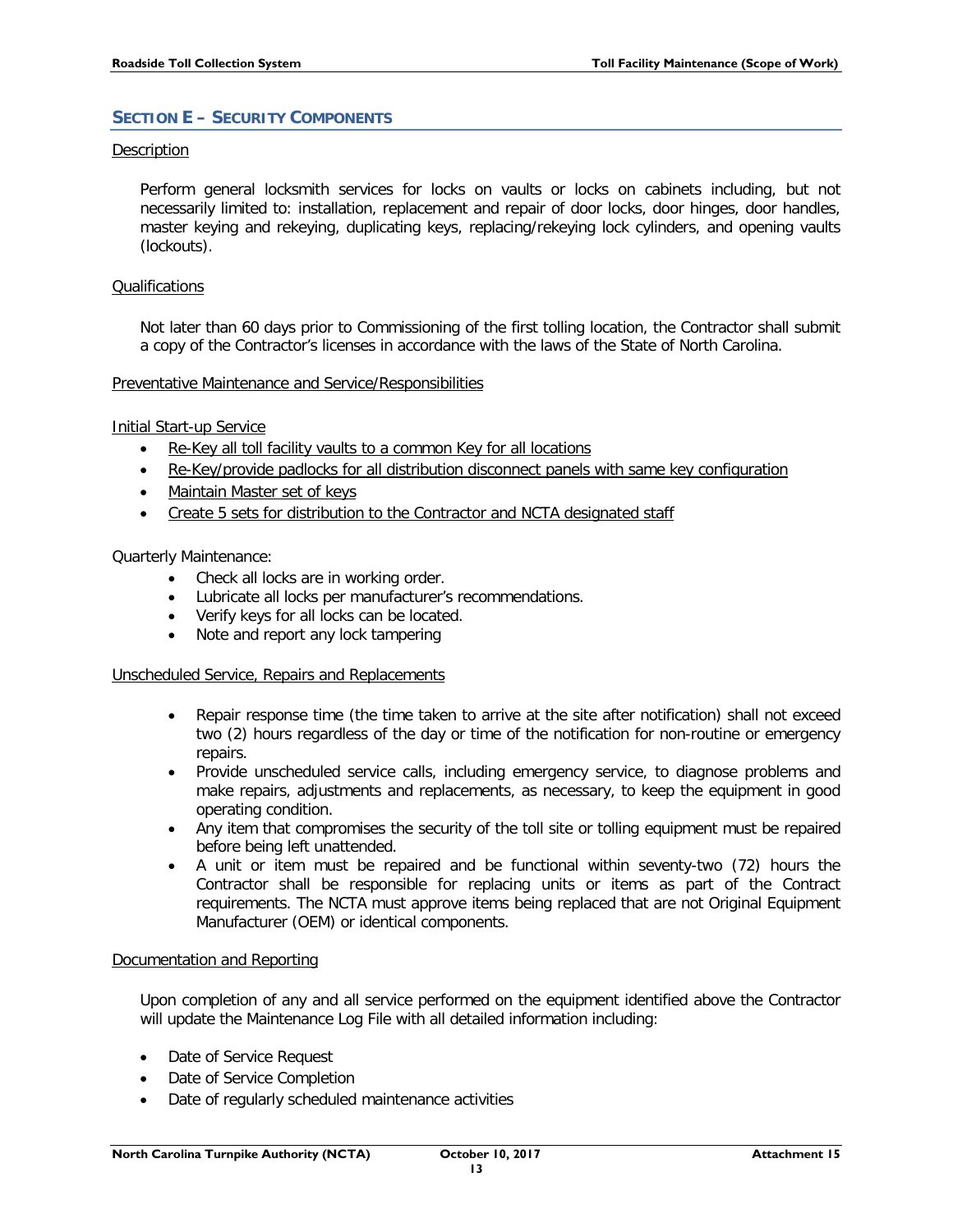## SECTION E – SECURITY COMPONENTS

Description

Perform general locksmith services for locks on vaults or locks on cabinets including, but not necessarily limited to: installation, replacement and repair of door locks, door hinges, door handles, master keying and rekeying, duplicating keys, replacing/rekeying lock cylinders, and opening vaults (lockouts).

Qualifications

Not later than 60 days prior to Commissioning of the first tolling location, the Contractor shall submit a copy of the Contractor's licenses in accordance with the laws of the State of North Carolina.

Preventative Maintenance and Service/Responsibilities

Initial Start-up Service

- Re-Key all toll facility vaults to a common Key for all locations
- Re-Key/provide padlocks for all distribution disconnect panels with same key configuration
- Maintain Master set of keys
- Create 5 sets for distribution to the Contractor and NCTA designated staff

Quarterly Maintenance:

- Check all locks are in working order.
- Lubricate all locks per manufacturer's recommendations.
- Verify keys for all locks can be located.
- Note and report any lock tampering

Unscheduled Service, Repairs and Replacements

- Repair response time (the time taken to arrive at the site after notification) shall not exceed two (2) hours regardless of the day or time of the notification for non-routine or emergency repairs.
- Provide unscheduled service calls, including emergency service, to diagnose problems and make repairs, adjustments and replacements, as necessary, to keep the equipment in good operating condition.
- Any item that compromises the security of the toll site or tolling equipment must be repaired before being left unattended.
- A unit or item must be repaired and be functional within seventy-two (72) hours the Contractor shall be responsible for replacing units or items as part of the Contract requirements. The NCTA must approve items being replaced that are not Original Equipment Manufacturer (OEM) or identical components.

Documentation and Reporting

Upon completion of any and all service performed on the equipment identified above the Contractor will update the Maintenance Log File with all detailed information including:

- Date of Service Request
- Date of Service Completion
- Date of regularly scheduled maintenance activities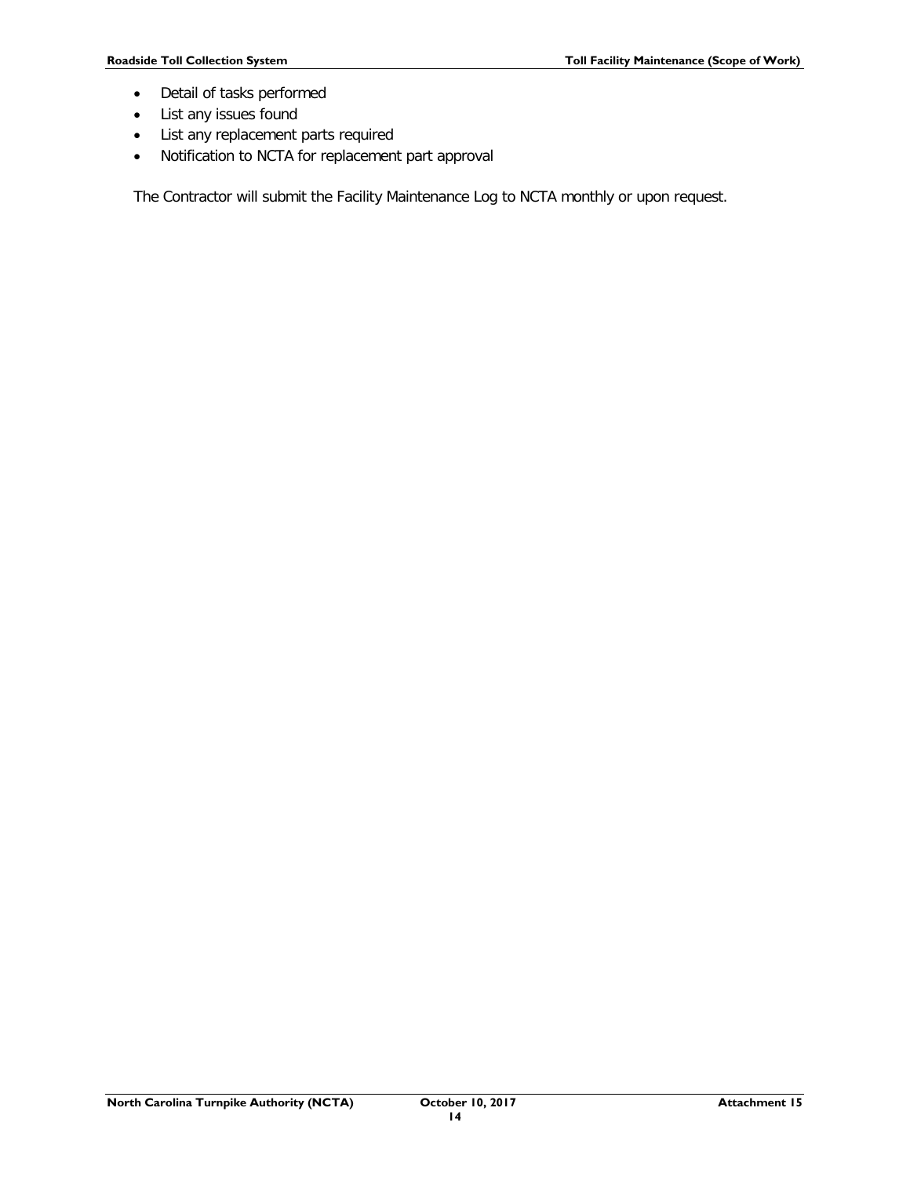- Detail of tasks performed
- List any issues found
- List any replacement parts required
- Notification to NCTA for replacement part approval

The Contractor will submit the Facility Maintenance Log to NCTA monthly or upon request.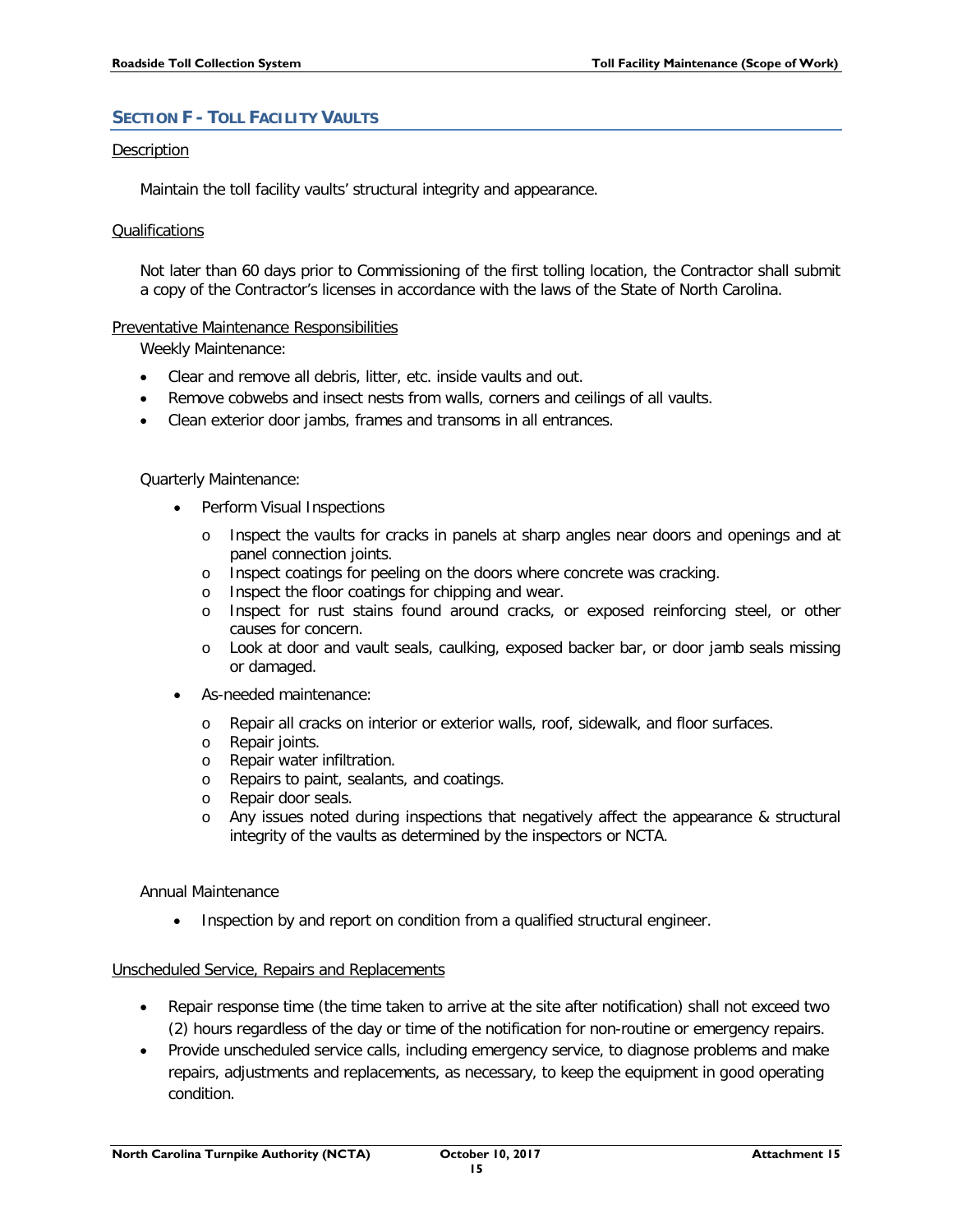## SECTION F - TOLL FACILITY VAULTS

Description

Maintain the toll facility vaults' structural integrity and appearance.

Qualifications

Not later than 60 days prior to Commissioning of the first tolling location, the Contractor shall submit a copy of the Contractor's licenses in accordance with the laws of the State of North Carolina.

Preventative Maintenance Responsibilities

Weekly Maintenance:

- Clear and remove all debris, litter, etc. inside vaults and out.
- Remove cobwebs and insect nests from walls, corners and ceilings of all vaults.
- Clean exterior door jambs, frames and transoms in all entrances.

Quarterly Maintenance:

- Perform Visual Inspections
  - Inspect the vaults for cracks in panels at sharp angles near doors and openings and at panel connection joints.
  - Inspect coatings for peeling on the doors where concrete was cracking.
  - Inspect the floor coatings for chipping and wear.
  - Inspect for rust stains found around cracks, or exposed reinforcing steel, or other causes for concern.
  - Look at door and vault seals, caulking, exposed backer bar, or door jamb seals missing or damaged.
- As-needed maintenance:
  - Repair all cracks on interior or exterior walls, roof, sidewalk, and floor surfaces.
  - Repair joints.
  - Repair water infiltration.
  - Repairs to paint, sealants, and coatings.
  - Repair door seals.
  - Any issues noted during inspections that negatively affect the appearance & structural integrity of the vaults as determined by the inspectors or NCTA.

Annual Maintenance

- Inspection by and report on condition from a qualified structural engineer.

Unscheduled Service, Repairs and Replacements

- Repair response time (the time taken to arrive at the site after notification) shall not exceed two (2) hours regardless of the day or time of the notification for non-routine or emergency repairs.
- Provide unscheduled service calls, including emergency service, to diagnose problems and make repairs, adjustments and replacements, as necessary, to keep the equipment in good operating condition.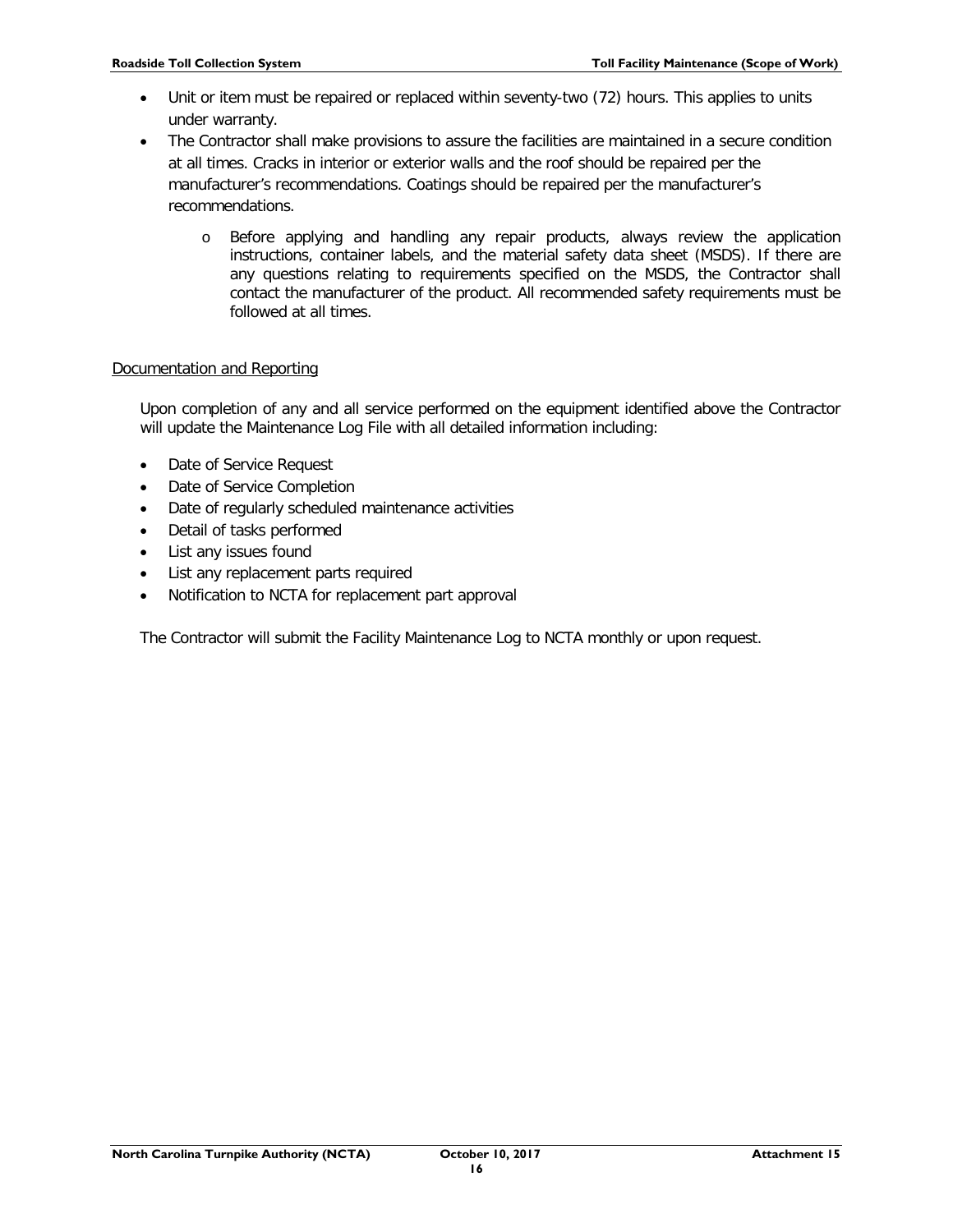- Unit or item must be repaired or replaced within seventy-two (72) hours. This applies to units under warranty.
- The Contractor shall make provisions to assure the facilities are maintained in a secure condition at all times. Cracks in interior or exterior walls and the roof should be repaired per the manufacturer's recommendations. Coatings should be repaired per the manufacturer's recommendations.
  - Before applying and handling any repair products, always review the application instructions, container labels, and the material safety data sheet (MSDS). If there are any questions relating to requirements specified on the MSDS, the Contractor shall contact the manufacturer of the product. All recommended safety requirements must be followed at all times.

<u>Documentation and Reporting</u>

Upon completion of any and all service performed on the equipment identified above the Contractor will update the Maintenance Log File with all detailed information including:

- Date of Service Request
- Date of Service Completion
- Date of regularly scheduled maintenance activities
- Detail of tasks performed
- List any issues found
- List any replacement parts required
- Notification to NCTA for replacement part approval

The Contractor will submit the Facility Maintenance Log to NCTA monthly or upon request.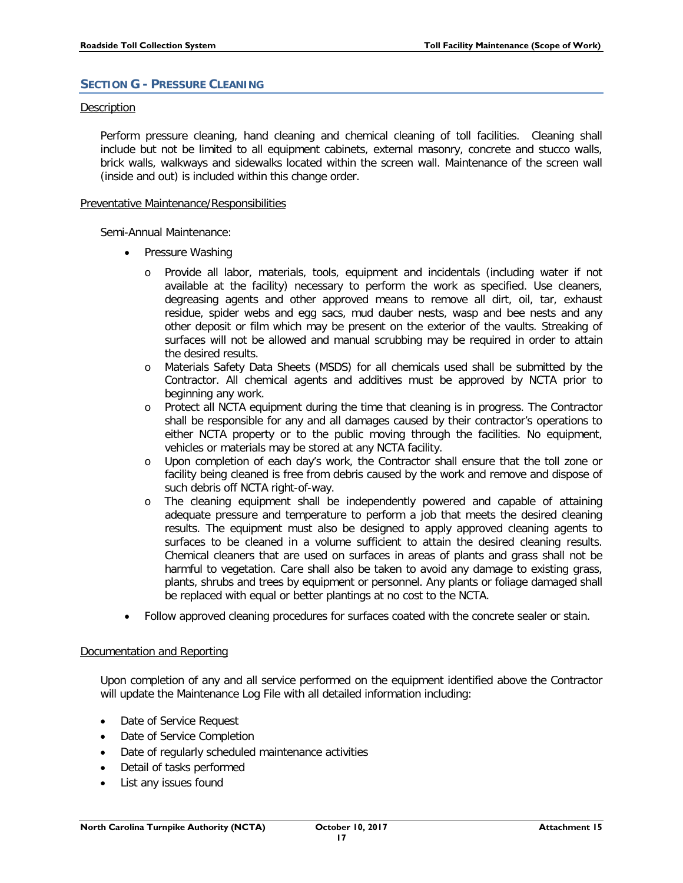## SECTION G - PRESSURE CLEANING

Description

Perform pressure cleaning, hand cleaning and chemical cleaning of toll facilities. Cleaning shall include but not be limited to all equipment cabinets, external masonry, concrete and stucco walls, brick walls, walkways and sidewalks located within the screen wall. Maintenance of the screen wall (inside and out) is included within this change order.

Preventative Maintenance/Responsibilities

Semi-Annual Maintenance:

- Pressure Washing
    - Provide all labor, materials, tools, equipment and incidentals (including water if not available at the facility) necessary to perform the work as specified. Use cleaners, degreasing agents and other approved means to remove all dirt, oil, tar, exhaust residue, spider webs and egg sacs, mud dauber nests, wasp and bee nests and any other deposit or film which may be present on the exterior of the vaults. Streaking of surfaces will not be allowed and manual scrubbing may be required in order to attain the desired results.
    - Materials Safety Data Sheets (MSDS) for all chemicals used shall be submitted by the Contractor. All chemical agents and additives must be approved by NCTA prior to beginning any work.
    - Protect all NCTA equipment during the time that cleaning is in progress. The Contractor shall be responsible for any and all damages caused by their contractor's operations to either NCTA property or to the public moving through the facilities. No equipment, vehicles or materials may be stored at any NCTA facility.
    - Upon completion of each day's work, the Contractor shall ensure that the toll zone or facility being cleaned is free from debris caused by the work and remove and dispose of such debris off NCTA right-of-way.
    - The cleaning equipment shall be independently powered and capable of attaining adequate pressure and temperature to perform a job that meets the desired cleaning results. The equipment must also be designed to apply approved cleaning agents to surfaces to be cleaned in a volume sufficient to attain the desired cleaning results. Chemical cleaners that are used on surfaces in areas of plants and grass shall not be harmful to vegetation. Care shall also be taken to avoid any damage to existing grass, plants, shrubs and trees by equipment or personnel. Any plants or foliage damaged shall be replaced with equal or better plantings at no cost to the NCTA.
- Follow approved cleaning procedures for surfaces coated with the concrete sealer or stain.

Documentation and Reporting

Upon completion of any and all service performed on the equipment identified above the Contractor will update the Maintenance Log File with all detailed information including:

- Date of Service Request
- Date of Service Completion
- Date of regularly scheduled maintenance activities
- Detail of tasks performed
- List any issues found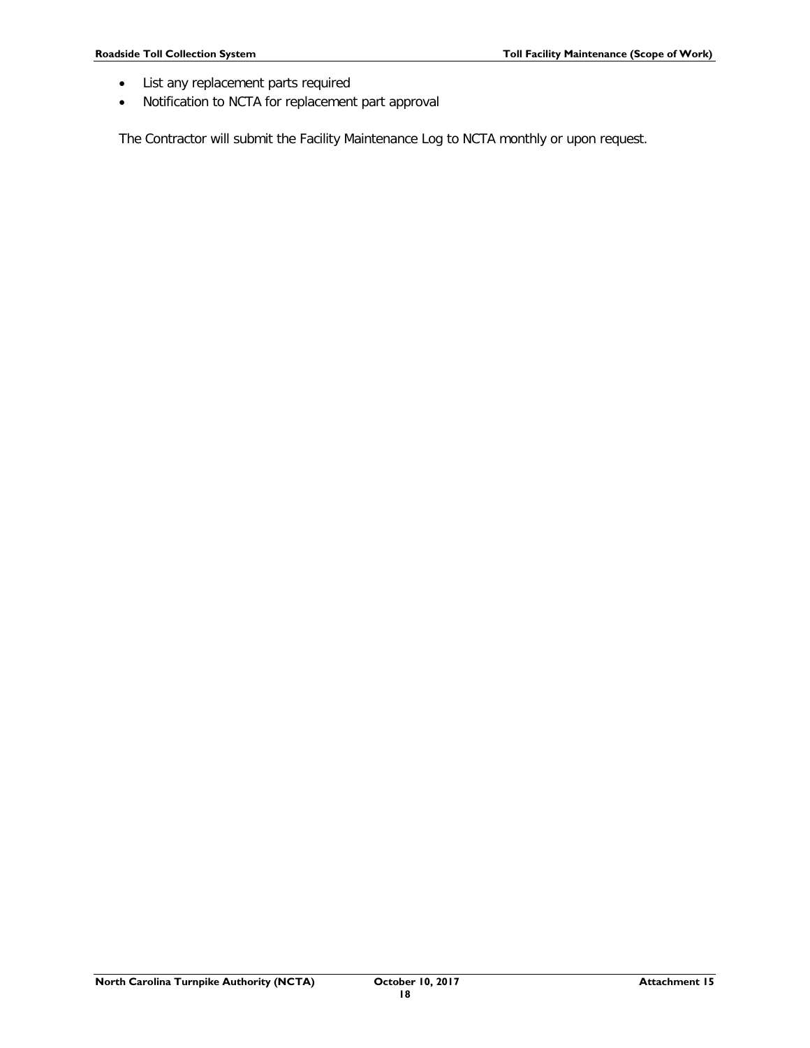- List any replacement parts required
- Notification to NCTA for replacement part approval

The Contractor will submit the Facility Maintenance Log to NCTA monthly or upon request.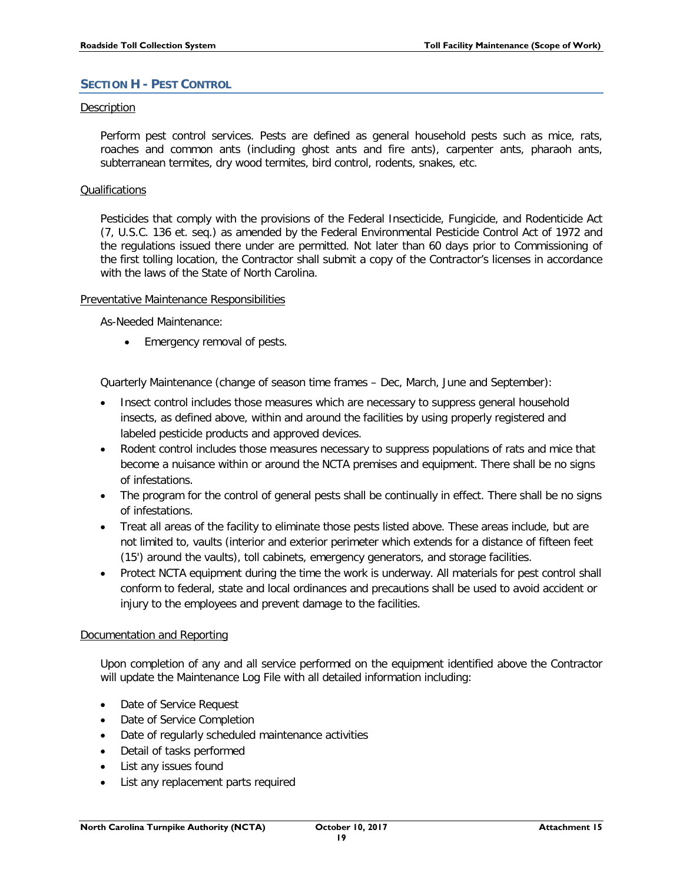## SECTION H - PEST CONTROL

Description

Perform pest control services. Pests are defined as general household pests such as mice, rats, roaches and common ants (including ghost ants and fire ants), carpenter ants, pharaoh ants, subterranean termites, dry wood termites, bird control, rodents, snakes, etc.

Qualifications

Pesticides that comply with the provisions of the Federal Insecticide, Fungicide, and Rodenticide Act (7, U.S.C. 136 et. seq.) as amended by the Federal Environmental Pesticide Control Act of 1972 and the regulations issued there under are permitted. Not later than 60 days prior to Commissioning of the first tolling location, the Contractor shall submit a copy of the Contractor's licenses in accordance with the laws of the State of North Carolina.

Preventative Maintenance Responsibilities

As-Needed Maintenance:

- Emergency removal of pests.

Quarterly Maintenance (change of season time frames – Dec, March, June and September):

- Insect control includes those measures which are necessary to suppress general household insects, as defined above, within and around the facilities by using properly registered and labeled pesticide products and approved devices.
- Rodent control includes those measures necessary to suppress populations of rats and mice that become a nuisance within or around the NCTA premises and equipment. There shall be no signs of infestations.
- The program for the control of general pests shall be continually in effect. There shall be no signs of infestations.
- Treat all areas of the facility to eliminate those pests listed above. These areas include, but are not limited to, vaults (interior and exterior perimeter which extends for a distance of fifteen feet (15') around the vaults), toll cabinets, emergency generators, and storage facilities.
- Protect NCTA equipment during the time the work is underway. All materials for pest control shall conform to federal, state and local ordinances and precautions shall be used to avoid accident or injury to the employees and prevent damage to the facilities.

Documentation and Reporting

Upon completion of any and all service performed on the equipment identified above the Contractor will update the Maintenance Log File with all detailed information including:

- Date of Service Request
- Date of Service Completion
- Date of regularly scheduled maintenance activities
- Detail of tasks performed
- List any issues found
- List any replacement parts required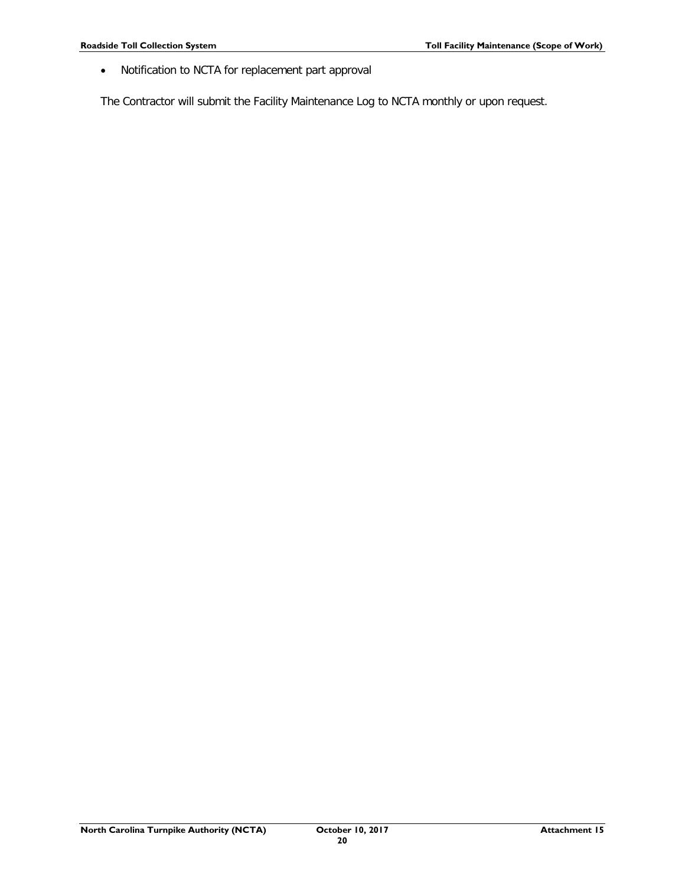- Notification to NCTA for replacement part approval

The Contractor will submit the Facility Maintenance Log to NCTA monthly or upon request.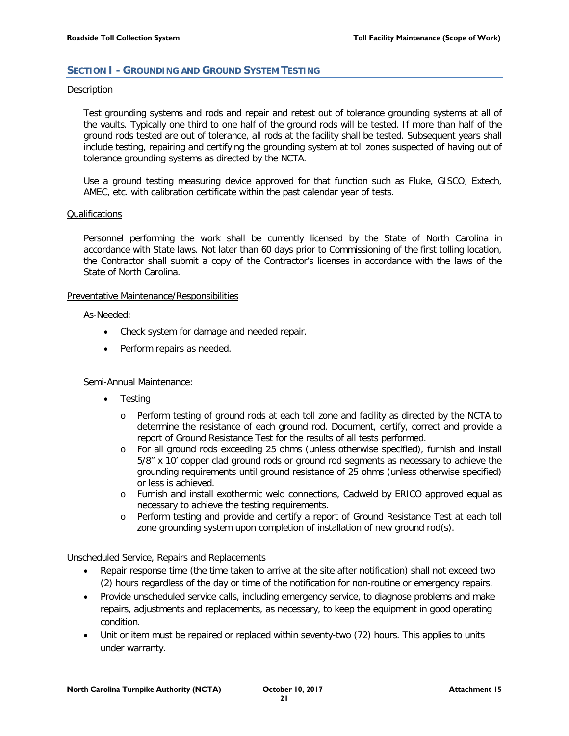## SECTION I - GROUNDING AND GROUND SYSTEM TESTING

Description

Test grounding systems and rods and repair and retest out of tolerance grounding systems at all of the vaults. Typically one third to one half of the ground rods will be tested. If more than half of the ground rods tested are out of tolerance, all rods at the facility shall be tested. Subsequent years shall include testing, repairing and certifying the grounding system at toll zones suspected of having out of tolerance grounding systems as directed by the NCTA.

Use a ground testing measuring device approved for that function such as Fluke, GISCO, Extech, AMEC, etc. with calibration certificate within the past calendar year of tests.

Qualifications

Personnel performing the work shall be currently licensed by the State of North Carolina in accordance with State laws. Not later than 60 days prior to Commissioning of the first tolling location, the Contractor shall submit a copy of the Contractor's licenses in accordance with the laws of the State of North Carolina.

Preventative Maintenance/Responsibilities

As-Needed:

- Check system for damage and needed repair.
- Perform repairs as needed.

Semi-Annual Maintenance:

- Testing
  - Perform testing of ground rods at each toll zone and facility as directed by the NCTA to determine the resistance of each ground rod. Document, certify, correct and provide a report of Ground Resistance Test for the results of all tests performed.
  - For all ground rods exceeding 25 ohms (unless otherwise specified), furnish and install 5/8" x 10' copper clad ground rods or ground rod segments as necessary to achieve the grounding requirements until ground resistance of 25 ohms (unless otherwise specified) or less is achieved.
  - Furnish and install exothermic weld connections, Cadweld by ERICO approved equal as necessary to achieve the testing requirements.
  - Perform testing and provide and certify a report of Ground Resistance Test at each toll zone grounding system upon completion of installation of new ground rod(s).

Unscheduled Service, Repairs and Replacements

- Repair response time (the time taken to arrive at the site after notification) shall not exceed two (2) hours regardless of the day or time of the notification for non-routine or emergency repairs.
- Provide unscheduled service calls, including emergency service, to diagnose problems and make repairs, adjustments and replacements, as necessary, to keep the equipment in good operating condition.
- Unit or item must be repaired or replaced within seventy-two (72) hours. This applies to units under warranty.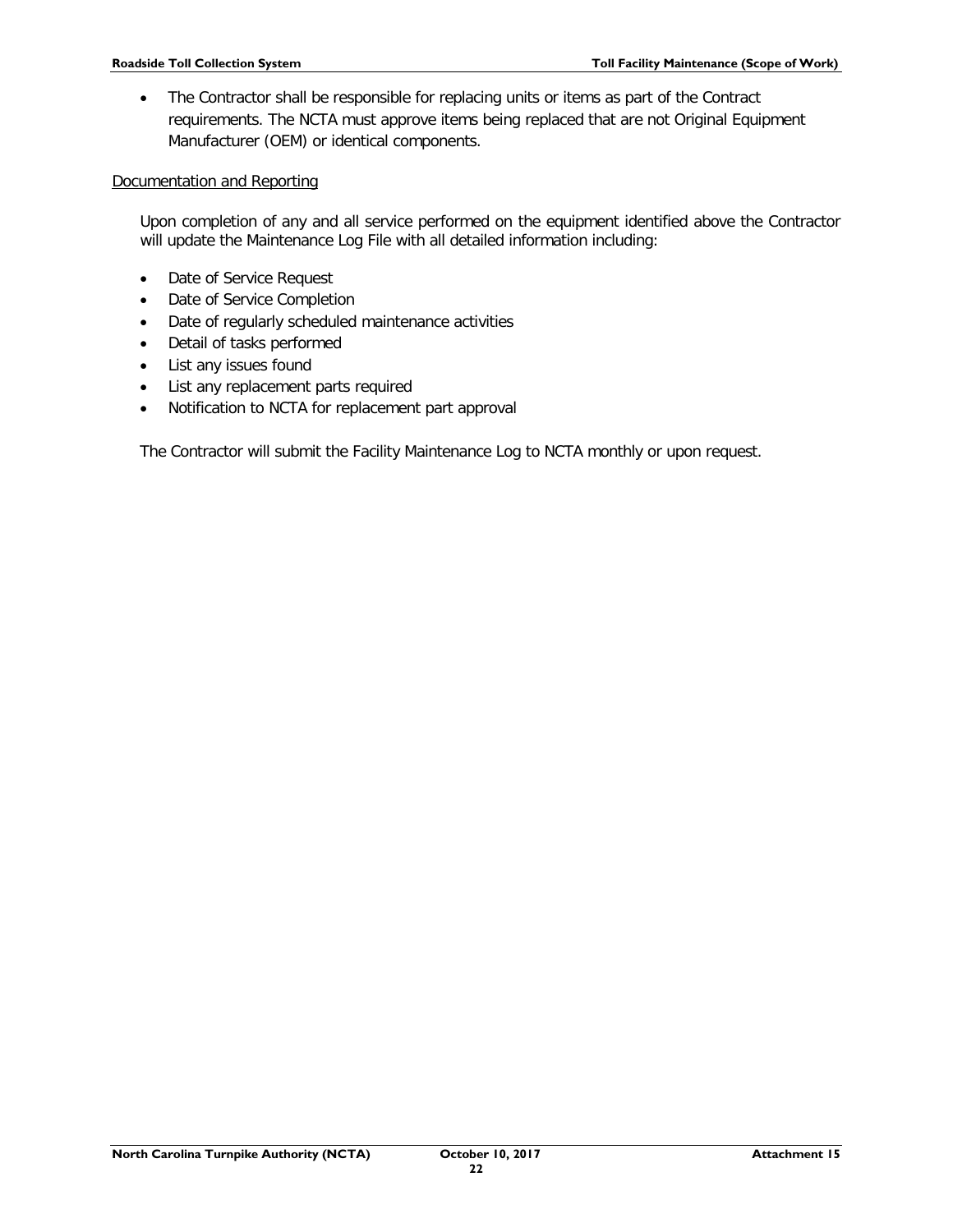- The Contractor shall be responsible for replacing units or items as part of the Contract requirements. The NCTA must approve items being replaced that are not Original Equipment Manufacturer (OEM) or identical components.

<u>Documentation and Reporting</u>

Upon completion of any and all service performed on the equipment identified above the Contractor will update the Maintenance Log File with all detailed information including:

- Date of Service Request
- Date of Service Completion
- Date of regularly scheduled maintenance activities
- Detail of tasks performed
- List any issues found
- List any replacement parts required
- Notification to NCTA for replacement part approval

The Contractor will submit the Facility Maintenance Log to NCTA monthly or upon request.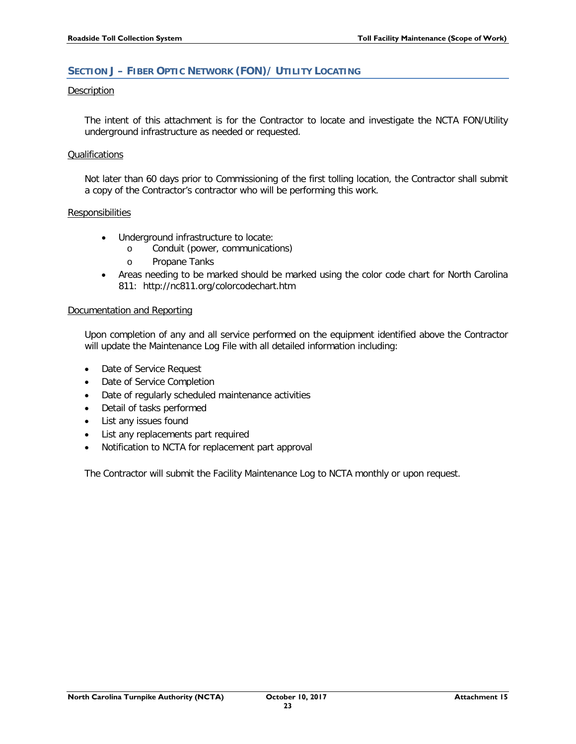## SECTION J – FIBER OPTIC NETWORK (FON)/ UTILITY LOCATING

Description

The intent of this attachment is for the Contractor to locate and investigate the NCTA FON/Utility underground infrastructure as needed or requested.

Qualifications

Not later than 60 days prior to Commissioning of the first tolling location, the Contractor shall submit a copy of the Contractor's contractor who will be performing this work.

Responsibilities

- Underground infrastructure to locate:
  - Conduit (power, communications)
  - Propane Tanks
- Areas needing to be marked should be marked using the color code chart for North Carolina 811: http://nc811.org/colorcodechart.htm

Documentation and Reporting

Upon completion of any and all service performed on the equipment identified above the Contractor will update the Maintenance Log File with all detailed information including:

- Date of Service Request
- Date of Service Completion
- Date of regularly scheduled maintenance activities
- Detail of tasks performed
- List any issues found
- List any replacements part required
- Notification to NCTA for replacement part approval

The Contractor will submit the Facility Maintenance Log to NCTA monthly or upon request.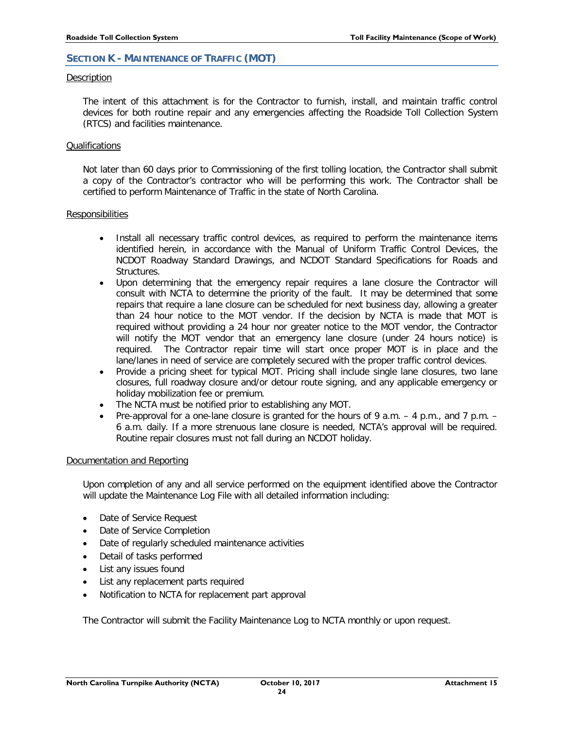## SECTION K - MAINTENANCE OF TRAFFIC (MOT)

Description

The intent of this attachment is for the Contractor to furnish, install, and maintain traffic control devices for both routine repair and any emergencies affecting the Roadside Toll Collection System (RTCS) and facilities maintenance.

Qualifications

Not later than 60 days prior to Commissioning of the first tolling location, the Contractor shall submit a copy of the Contractor's contractor who will be performing this work. The Contractor shall be certified to perform Maintenance of Traffic in the state of North Carolina.

Responsibilities

- Install all necessary traffic control devices, as required to perform the maintenance items identified herein, in accordance with the Manual of Uniform Traffic Control Devices, the NCDOT Roadway Standard Drawings, and NCDOT Standard Specifications for Roads and Structures.
- Upon determining that the emergency repair requires a lane closure the Contractor will consult with NCTA to determine the priority of the fault. It may be determined that some repairs that require a lane closure can be scheduled for next business day, allowing a greater than 24 hour notice to the MOT vendor. If the decision by NCTA is made that MOT is required without providing a 24 hour nor greater notice to the MOT vendor, the Contractor will notify the MOT vendor that an emergency lane closure (under 24 hours notice) is required. The Contractor repair time will start once proper MOT is in place and the lane/lanes in need of service are completely secured with the proper traffic control devices.
- Provide a pricing sheet for typical MOT. Pricing shall include single lane closures, two lane closures, full roadway closure and/or detour route signing, and any applicable emergency or holiday mobilization fee or premium.
- The NCTA must be notified prior to establishing any MOT.
- Pre-approval for a one-lane closure is granted for the hours of 9 a.m. – 4 p.m., and 7 p.m. – 6 a.m. daily. If a more strenuous lane closure is needed, NCTA's approval will be required. Routine repair closures must not fall during an NCDOT holiday.

Documentation and Reporting

Upon completion of any and all service performed on the equipment identified above the Contractor will update the Maintenance Log File with all detailed information including:

- Date of Service Request
- Date of Service Completion
- Date of regularly scheduled maintenance activities
- Detail of tasks performed
- List any issues found
- List any replacement parts required
- Notification to NCTA for replacement part approval

The Contractor will submit the Facility Maintenance Log to NCTA monthly or upon request.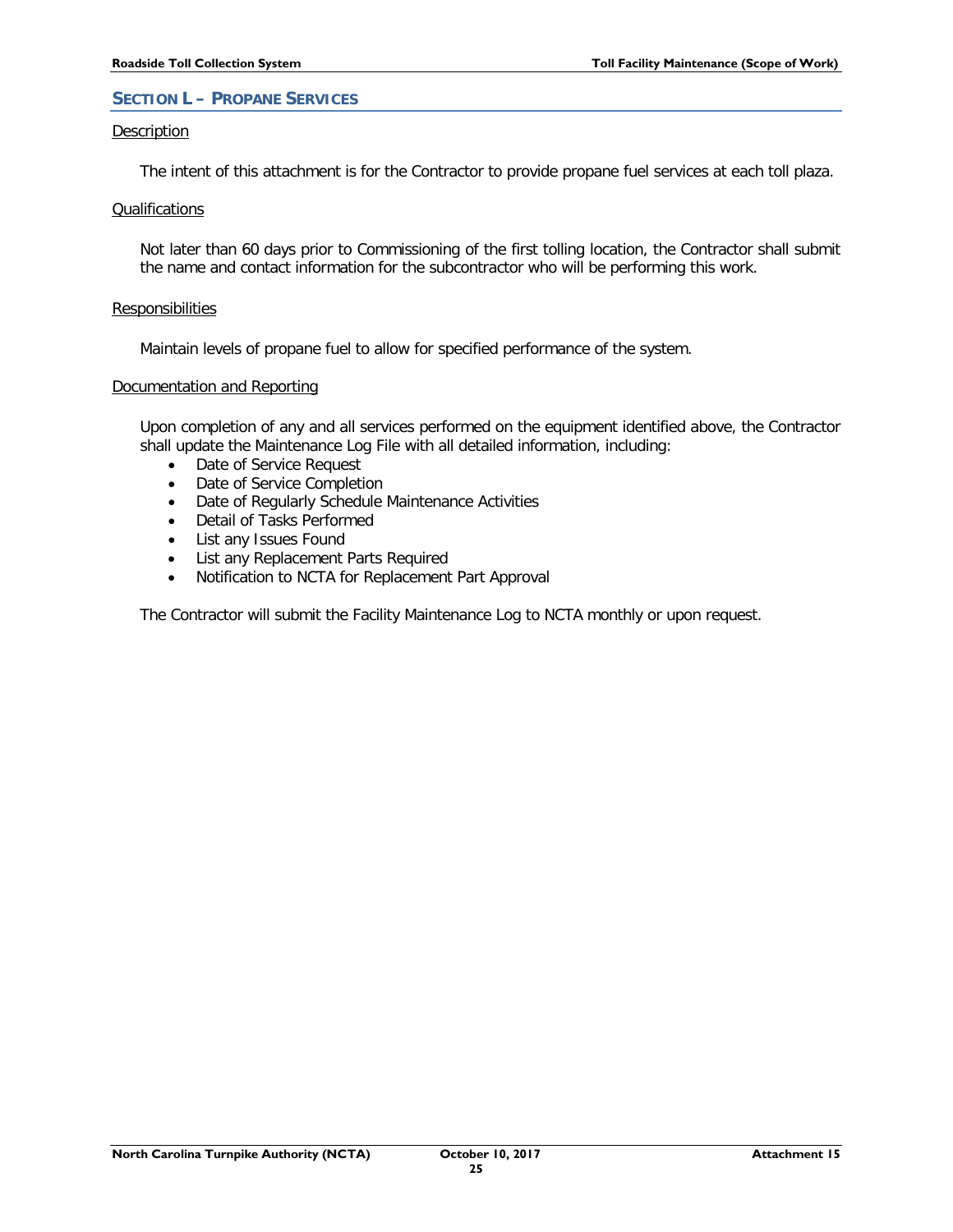## SECTION L – PROPANE SERVICES

Description

The intent of this attachment is for the Contractor to provide propane fuel services at each toll plaza.

Qualifications

Not later than 60 days prior to Commissioning of the first tolling location, the Contractor shall submit the name and contact information for the subcontractor who will be performing this work.

Responsibilities

Maintain levels of propane fuel to allow for specified performance of the system.

Documentation and Reporting

Upon completion of any and all services performed on the equipment identified above, the Contractor shall update the Maintenance Log File with all detailed information, including:

- Date of Service Request
- Date of Service Completion
- Date of Regularly Schedule Maintenance Activities
- Detail of Tasks Performed
- List any Issues Found
- List any Replacement Parts Required
- Notification to NCTA for Replacement Part Approval

The Contractor will submit the Facility Maintenance Log to NCTA monthly or upon request.